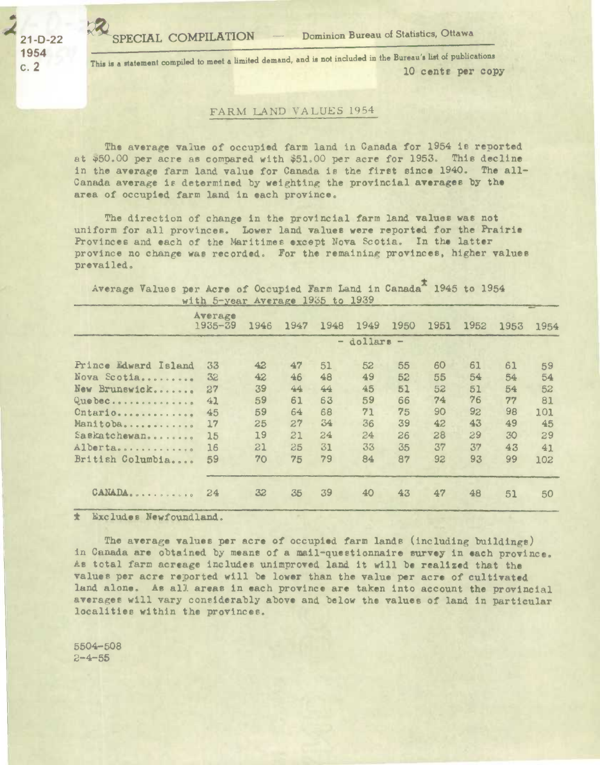21-D-22
1954
c. 2

SPECIAL COMPILATION — Dominion Bureau of Statistics, Ottawa

This is a statement compiled to meet a limited demand, and is not included in the Bureau's list of publications

10 cents per copy

## FARM LAND VALUES 1954

The average value of occupied farm land in Canada for 1954 is reported at $50.00 per acre as compared with $51.00 per acre for 1953. This decline in the average farm land value for Canada is the first since 1940. The all-Canada average is determined by weighting the provincial averages by the area of occupied farm land in each province.

The direction of change in the provincial farm land values was not uniform for all provinces. Lower land values were reported for the Prairie Provinces and each of the Maritimes except Nova Scotia. In the latter province no change was recorded. For the remaining provinces, higher values prevailed.

Average Values per Acre of Occupied Farm Land in Canada* 1945 to 1954 with 5-year Average 1935 to 1939

| | Average 1935-39 | 1946 | 1947 | 1948 | 1949 | 1950 | 1951 | 1952 | 1953 | 1954 |
|---|---|---|---|---|---|---|---|---|---|---|
| | - dollars - | | | | | | | | | |
| Prince Edward Island | 33 | 42 | 47 | 51 | 52 | 55 | 60 | 61 | 61 | 59 |
| Nova Scotia......... | 32 | 42 | 46 | 48 | 49 | 52 | 55 | 54 | 54 | 54 |
| New Brunswick....... | 27 | 39 | 44 | 44 | 45 | 51 | 52 | 51 | 54 | 52 |
| Quebec.............. | 41 | 59 | 61 | 63 | 59 | 66 | 74 | 76 | 77 | 81 |
| Ontario............. | 45 | 59 | 64 | 68 | 71 | 75 | 90 | 92 | 98 | 101 |
| Manitoba............ | 17 | 25 | 27 | 34 | 36 | 39 | 42 | 43 | 49 | 45 |
| Saskatchewan........ | 15 | 19 | 21 | 24 | 24 | 26 | 28 | 29 | 30 | 29 |
| Alberta............. | 16 | 21 | 25 | 31 | 33 | 35 | 37 | 37 | 43 | 41 |
| British Columbia.... | 59 | 70 | 75 | 79 | 84 | 87 | 92 | 93 | 99 | 102 |
| CANADA.......... | 24 | 32 | 35 | 39 | 40 | 43 | 47 | 48 | 51 | 50 |

\* Excludes Newfoundland.

The average values per acre of occupied farm lands (including buildings) in Canada are obtained by means of a mail-questionnaire survey in each province. As total farm acreage includes unimproved land it will be realized that the values per acre reported will be lower than the value per acre of cultivated land alone. As all areas in each province are taken into account the provincial averages will vary considerably above and below the values of land in particular localities within the provinces.

5504-508
2-4-55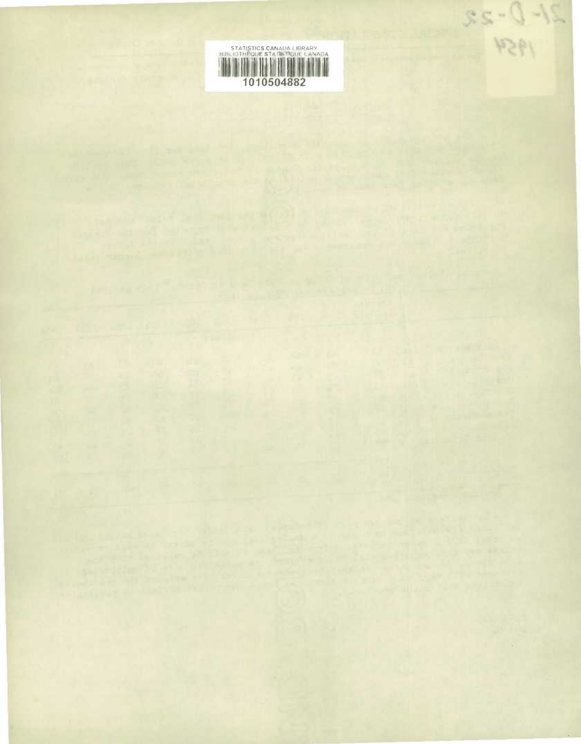STATISTICS CANADA LIBRARY
BIBLIOTHÈQUE STATISTIQUE CANADA

1010504882

21-D-22
1954